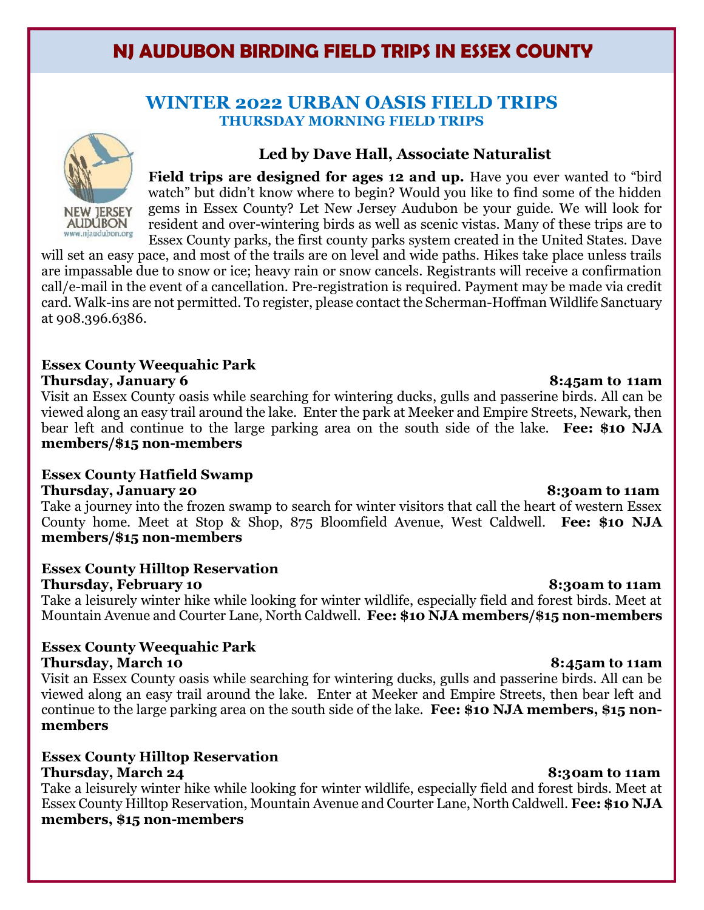# NJ AUDUBON BIRDING FIELD TRIPS IN ESSEX COUNTY

## WINTER 2022 URBAN OASIS FIELD TRIPS

### THURSDAY MORNING FIELD TRIPS

**Led by Dave Hall, Associate Naturalist**

**Field trips are designed for ages 12 and up.** Have you ever wanted to "bird watch" but didn't know where to begin? Would you like to find some of the hidden gems in Essex County? Let New Jersey Audubon be your guide. We will look for resident and over-wintering birds as well as scenic vistas. Many of these trips are to Essex County parks, the first county parks system created in the United States. Dave will set an easy pace, and most of the trails are on level and wide paths. Hikes take place unless trails are impassable due to snow or ice; heavy rain or snow cancels. Registrants will receive a confirmation call/e-mail in the event of a cancellation. Pre-registration is required. Payment may be made via credit card. Walk-ins are not permitted. To register, please contact the Scherman-Hoffman Wildlife Sanctuary at 908.396.6386.

**Essex County Weequahic Park**
**Thursday, January 6 — 8:45am to 11am**
Visit an Essex County oasis while searching for wintering ducks, gulls and passerine birds. All can be viewed along an easy trail around the lake. Enter the park at Meeker and Empire Streets, Newark, then bear left and continue to the large parking area on the south side of the lake. **Fee: $10 NJA members/$15 non-members**

**Essex County Hatfield Swamp**
**Thursday, January 20 — 8:30am to 11am**
Take a journey into the frozen swamp to search for winter visitors that call the heart of western Essex County home. Meet at Stop & Shop, 875 Bloomfield Avenue, West Caldwell. **Fee: $10 NJA members/$15 non-members**

**Essex County Hilltop Reservation**
**Thursday, February 10 — 8:30am to 11am**
Take a leisurely winter hike while looking for winter wildlife, especially field and forest birds. Meet at Mountain Avenue and Courter Lane, North Caldwell. **Fee: $10 NJA members/$15 non-members**

**Essex County Weequahic Park**
**Thursday, March 10 — 8:45am to 11am**
Visit an Essex County oasis while searching for wintering ducks, gulls and passerine birds. All can be viewed along an easy trail around the lake. Enter at Meeker and Empire Streets, then bear left and continue to the large parking area on the south side of the lake. **Fee: $10 NJA members, $15 non-members**

**Essex County Hilltop Reservation**
**Thursday, March 24 — 8:30am to 11am**
Take a leisurely winter hike while looking for winter wildlife, especially field and forest birds. Meet at Essex County Hilltop Reservation, Mountain Avenue and Courter Lane, North Caldwell. **Fee: $10 NJA members, $15 non-members**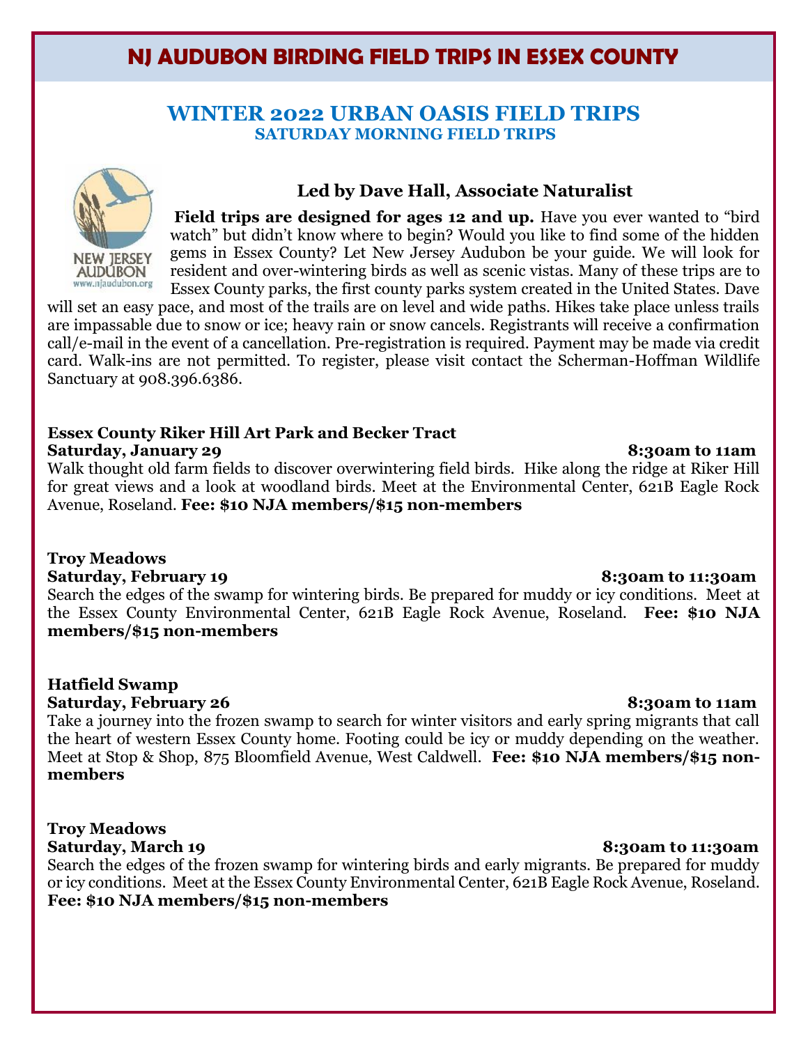# NJ AUDUBON BIRDING FIELD TRIPS IN ESSEX COUNTY

## WINTER 2022 URBAN OASIS FIELD TRIPS

### SATURDAY MORNING FIELD TRIPS

NEW JERSEY AUDUBON
www.njaudubon.org

**Led by Dave Hall, Associate Naturalist**

**Field trips are designed for ages 12 and up.** Have you ever wanted to "bird watch" but didn't know where to begin? Would you like to find some of the hidden gems in Essex County? Let New Jersey Audubon be your guide. We will look for resident and over-wintering birds as well as scenic vistas. Many of these trips are to Essex County parks, the first county parks system created in the United States. Dave will set an easy pace, and most of the trails are on level and wide paths. Hikes take place unless trails are impassable due to snow or ice; heavy rain or snow cancels. Registrants will receive a confirmation call/e-mail in the event of a cancellation. Pre-registration is required. Payment may be made via credit card. Walk-ins are not permitted. To register, please visit contact the Scherman-Hoffman Wildlife Sanctuary at 908.396.6386.

**Essex County Riker Hill Art Park and Becker Tract**
**Saturday, January 29** **8:30am to 11am**
Walk thought old farm fields to discover overwintering field birds. Hike along the ridge at Riker Hill for great views and a look at woodland birds. Meet at the Environmental Center, 621B Eagle Rock Avenue, Roseland. **Fee: $10 NJA members/$15 non-members**

**Troy Meadows**
**Saturday, February 19** **8:30am to 11:30am**
Search the edges of the swamp for wintering birds. Be prepared for muddy or icy conditions. Meet at the Essex County Environmental Center, 621B Eagle Rock Avenue, Roseland. **Fee: $10 NJA members/$15 non-members**

**Hatfield Swamp**
**Saturday, February 26** **8:30am to 11am**
Take a journey into the frozen swamp to search for winter visitors and early spring migrants that call the heart of western Essex County home. Footing could be icy or muddy depending on the weather. Meet at Stop & Shop, 875 Bloomfield Avenue, West Caldwell. **Fee: $10 NJA members/$15 non-members**

**Troy Meadows**
**Saturday, March 19** **8:30am to 11:30am**
Search the edges of the frozen swamp for wintering birds and early migrants. Be prepared for muddy or icy conditions. Meet at the Essex County Environmental Center, 621B Eagle Rock Avenue, Roseland. **Fee: $10 NJA members/$15 non-members**